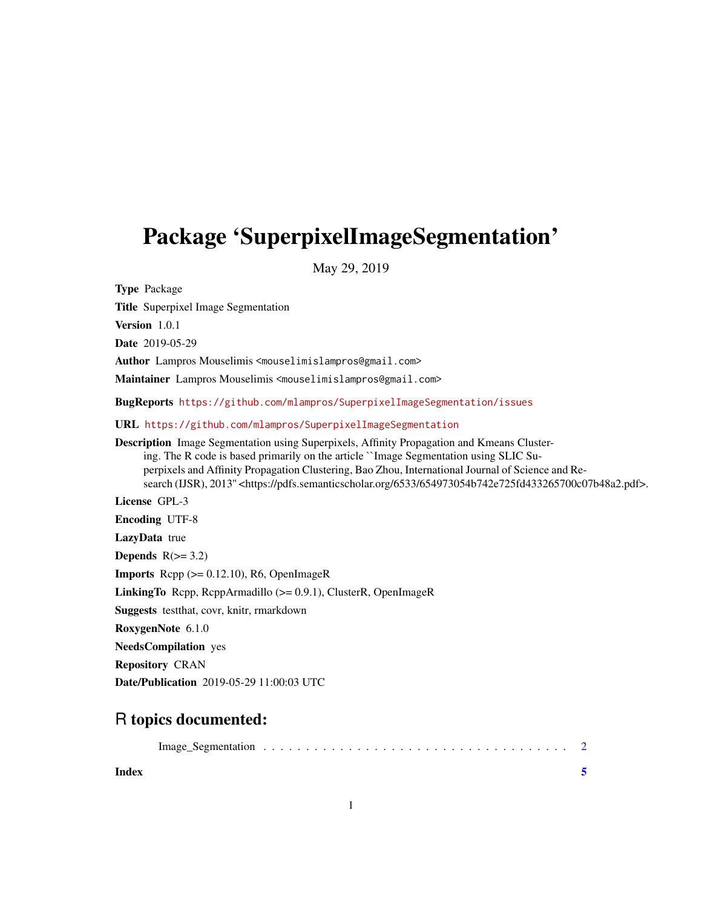# Package 'SuperpixelImageSegmentation'

May 29, 2019

**Type** Package

**Title** Superpixel Image Segmentation

**Version** 1.0.1

**Date** 2019-05-29

**Author** Lampros Mouselimis <mouselimislampros@gmail.com>

**Maintainer** Lampros Mouselimis <mouselimislampros@gmail.com>

**BugReports** https://github.com/mlampros/SuperpixelImageSegmentation/issues

**URL** https://github.com/mlampros/SuperpixelImageSegmentation

**Description** Image Segmentation using Superpixels, Affinity Propagation and Kmeans Clustering. The R code is based primarily on the article ``Image Segmentation using SLIC Superpixels and Affinity Propagation Clustering, Bao Zhou, International Journal of Science and Research (IJSR), 2013'' <https://pdfs.semanticscholar.org/6533/654973054b742e725fd433265700c07b48a2.pdf>.

**License** GPL-3

**Encoding** UTF-8

**LazyData** true

**Depends** R(>= 3.2)

**Imports** Rcpp (>= 0.12.10), R6, OpenImageR

**LinkingTo** Rcpp, RcppArmadillo (>= 0.9.1), ClusterR, OpenImageR

**Suggests** testthat, covr, knitr, rmarkdown

**RoxygenNote** 6.1.0

**NeedsCompilation** yes

**Repository** CRAN

**Date/Publication** 2019-05-29 11:00:03 UTC

## R topics documented:

Image_Segmentation . . . . . . . . . . . . . . . . . . . . . . . . . . . . . . . . . . . 2

**Index** **5**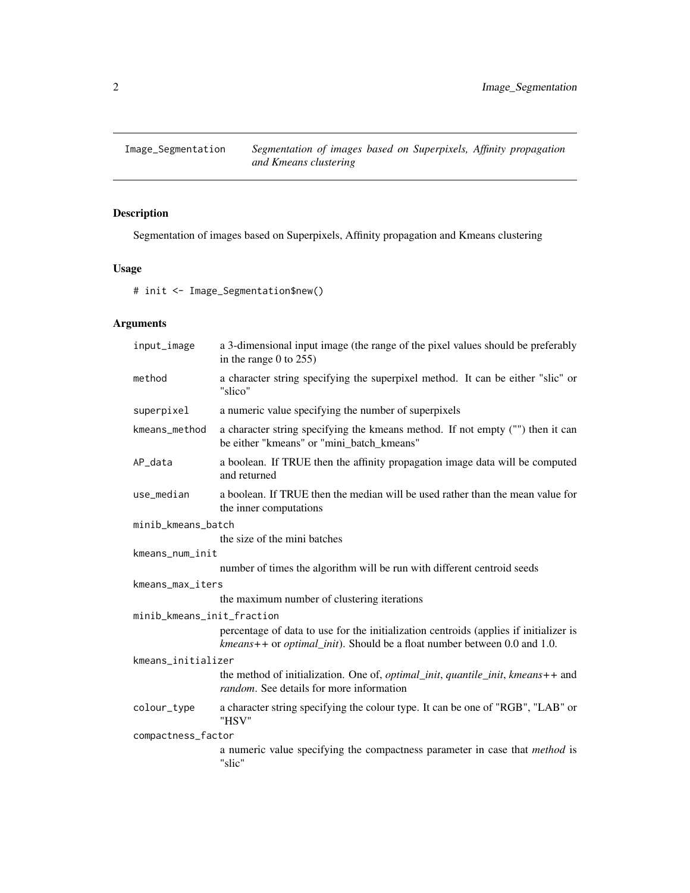# Image_Segmentation

*Segmentation of images based on Superpixels, Affinity propagation and Kmeans clustering*

## Description

Segmentation of images based on Superpixels, Affinity propagation and Kmeans clustering

## Usage

```
# init <- Image_Segmentation$new()
```

## Arguments

| Argument | Description |
| --- | --- |
| `input_image` | a 3-dimensional input image (the range of the pixel values should be preferably in the range 0 to 255) |
| `method` | a character string specifying the superpixel method. It can be either "slic" or "slico" |
| `superpixel` | a numeric value specifying the number of superpixels |
| `kmeans_method` | a character string specifying the kmeans method. If not empty ("") then it can be either "kmeans" or "mini_batch_kmeans" |
| `AP_data` | a boolean. If TRUE then the affinity propagation image data will be computed and returned |
| `use_median` | a boolean. If TRUE then the median will be used rather than the mean value for the inner computations |
| `minib_kmeans_batch` | the size of the mini batches |
| `kmeans_num_init` | number of times the algorithm will be run with different centroid seeds |
| `kmeans_max_iters` | the maximum number of clustering iterations |
| `minib_kmeans_init_fraction` | percentage of data to use for the initialization centroids (applies if initializer is *kmeans++* or *optimal_init*). Should be a float number between 0.0 and 1.0. |
| `kmeans_initializer` | the method of initialization. One of, *optimal_init*, *quantile_init*, *kmeans++* and *random*. See details for more information |
| `colour_type` | a character string specifying the colour type. It can be one of "RGB", "LAB" or "HSV" |
| `compactness_factor` | a numeric value specifying the compactness parameter in case that *method* is "slic" |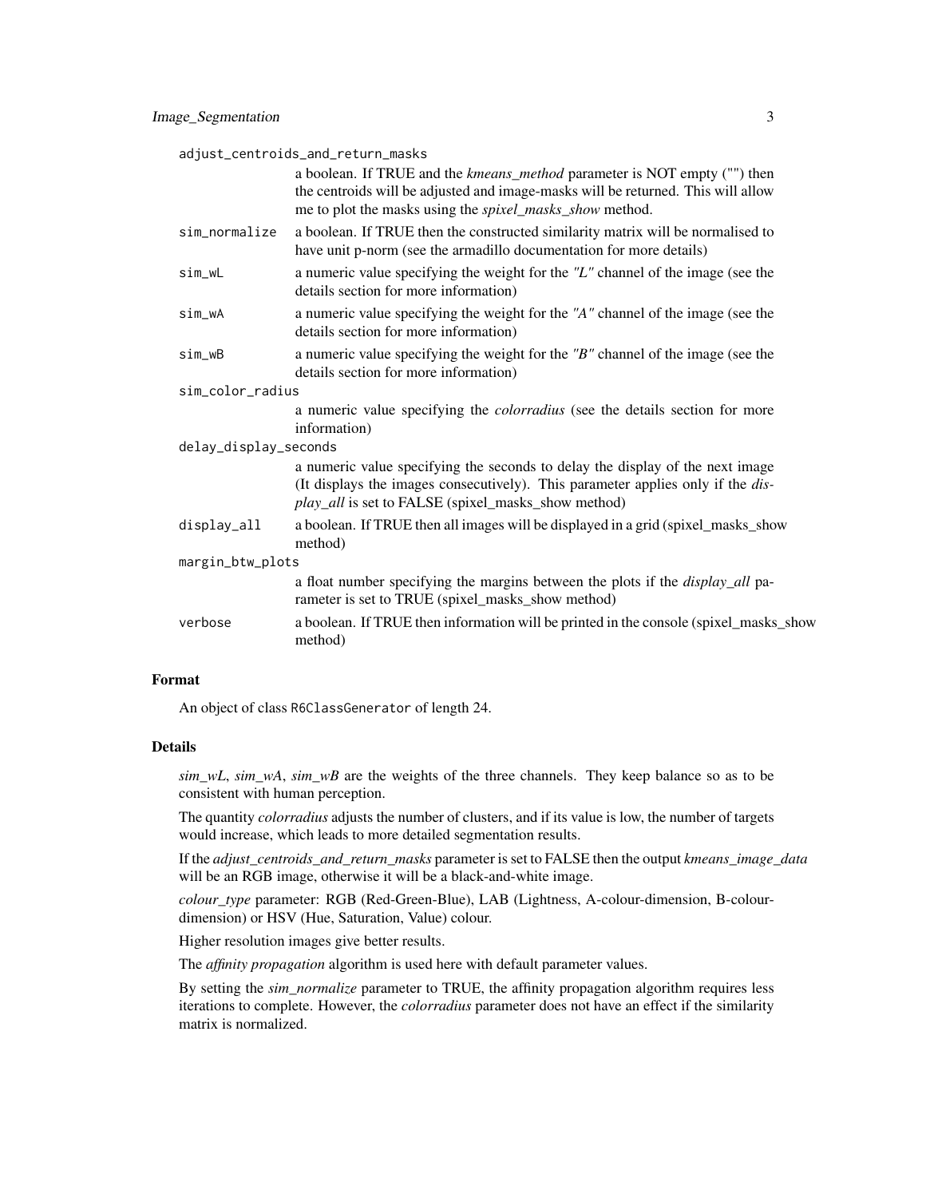adjust_centroids_and_return_masks
: a boolean. If TRUE and the *kmeans_method* parameter is NOT empty ("") then the centroids will be adjusted and image-masks will be returned. This will allow me to plot the masks using the *spixel_masks_show* method.

sim_normalize
: a boolean. If TRUE then the constructed similarity matrix will be normalised to have unit p-norm (see the armadillo documentation for more details)

sim_wL
: a numeric value specifying the weight for the *"L"* channel of the image (see the details section for more information)

sim_wA
: a numeric value specifying the weight for the *"A"* channel of the image (see the details section for more information)

sim_wB
: a numeric value specifying the weight for the *"B"* channel of the image (see the details section for more information)

sim_color_radius
: a numeric value specifying the *colorradius* (see the details section for more information)

delay_display_seconds
: a numeric value specifying the seconds to delay the display of the next image (It displays the images consecutively). This parameter applies only if the *display_all* is set to FALSE (spixel_masks_show method)

display_all
: a boolean. If TRUE then all images will be displayed in a grid (spixel_masks_show method)

margin_btw_plots
: a float number specifying the margins between the plots if the *display_all* parameter is set to TRUE (spixel_masks_show method)

verbose
: a boolean. If TRUE then information will be printed in the console (spixel_masks_show method)

### Format

An object of class `R6ClassGenerator` of length 24.

### Details

*sim_wL*, *sim_wA*, *sim_wB* are the weights of the three channels. They keep balance so as to be consistent with human perception.

The quantity *colorradius* adjusts the number of clusters, and if its value is low, the number of targets would increase, which leads to more detailed segmentation results.

If the *adjust_centroids_and_return_masks* parameter is set to FALSE then the output *kmeans_image_data* will be an RGB image, otherwise it will be a black-and-white image.

*colour_type* parameter: RGB (Red-Green-Blue), LAB (Lightness, A-colour-dimension, B-colour-dimension) or HSV (Hue, Saturation, Value) colour.

Higher resolution images give better results.

The *affinity propagation* algorithm is used here with default parameter values.

By setting the *sim_normalize* parameter to TRUE, the affinity propagation algorithm requires less iterations to complete. However, the *colorradius* parameter does not have an effect if the similarity matrix is normalized.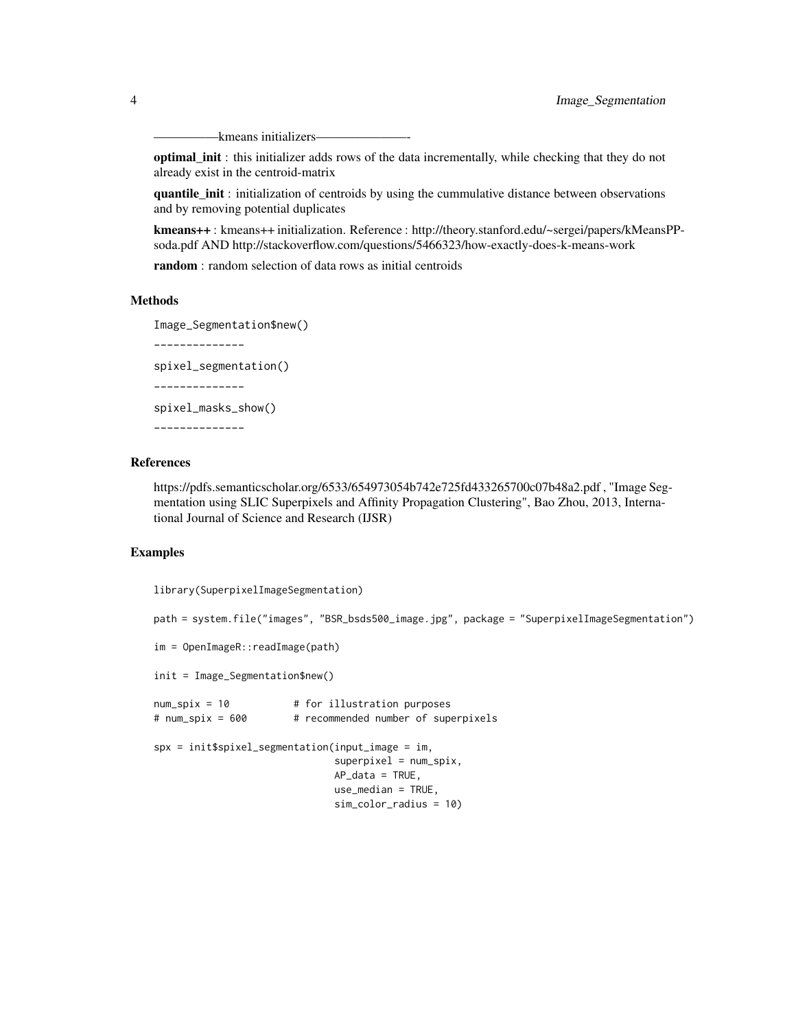—————kmeans initializers———————-

**optimal_init** : this initializer adds rows of the data incrementally, while checking that they do not already exist in the centroid-matrix

**quantile_init** : initialization of centroids by using the cummulative distance between observations and by removing potential duplicates

**kmeans++** : kmeans++ initialization. Reference : http://theory.stanford.edu/~sergei/papers/kMeansPP-soda.pdf AND http://stackoverflow.com/questions/5466323/how-exactly-does-k-means-work

**random** : random selection of data rows as initial centroids

## Methods

```
Image_Segmentation$new()
--------------
spixel_segmentation()
--------------
spixel_masks_show()
--------------
```

## References

https://pdfs.semanticscholar.org/6533/654973054b742e725fd433265700c07b48a2.pdf , "Image Segmentation using SLIC Superpixels and Affinity Propagation Clustering", Bao Zhou, 2013, International Journal of Science and Research (IJSR)

## Examples

```
library(SuperpixelImageSegmentation)

path = system.file("images", "BSR_bsds500_image.jpg", package = "SuperpixelImageSegmentation")

im = OpenImageR::readImage(path)

init = Image_Segmentation$new()

num_spix = 10           # for illustration purposes
# num_spix = 600        # recommended number of superpixels

spx = init$spixel_segmentation(input_image = im,
                               superpixel = num_spix,
                               AP_data = TRUE,
                               use_median = TRUE,
                               sim_color_radius = 10)
```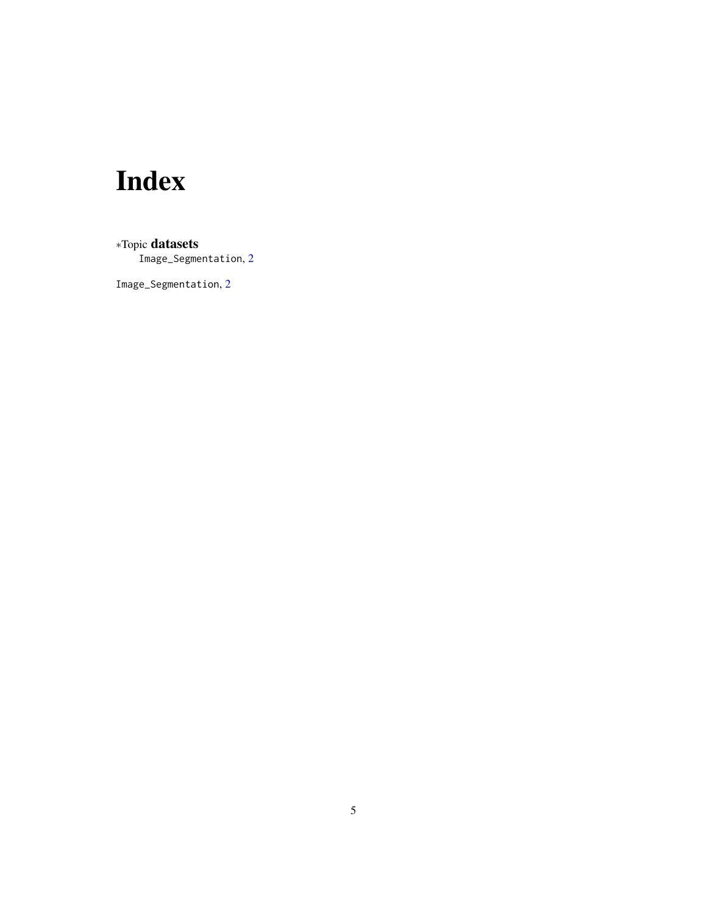# Index

*Topic **datasets**
    Image_Segmentation, 2

Image_Segmentation, 2